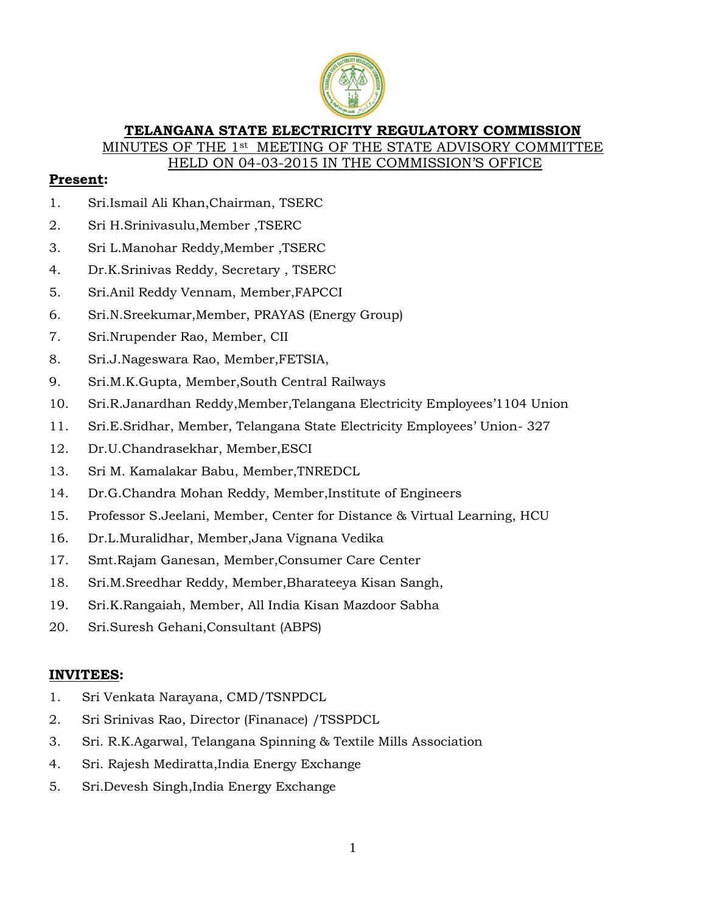**TELANGANA STATE ELECTRICITY REGULATORY COMMISSION**

MINUTES OF THE 1st MEETING OF THE STATE ADVISORY COMMITTEE HELD ON 04-03-2015 IN THE COMMISSION'S OFFICE

**Present:**

1. Sri.Ismail Ali Khan,Chairman, TSERC
2. Sri H.Srinivasulu,Member ,TSERC
3. Sri L.Manohar Reddy,Member ,TSERC
4. Dr.K.Srinivas Reddy, Secretary , TSERC
5. Sri.Anil Reddy Vennam, Member,FAPCCI
6. Sri.N.Sreekumar,Member, PRAYAS (Energy Group)
7. Sri.Nrupender Rao, Member, CII
8. Sri.J.Nageswara Rao, Member,FETSIA,
9. Sri.M.K.Gupta, Member,South Central Railways
10. Sri.R.Janardhan Reddy,Member,Telangana Electricity Employees'1104 Union
11. Sri.E.Sridhar, Member, Telangana State Electricity Employees' Union- 327
12. Dr.U.Chandrasekhar, Member,ESCI
13. Sri M. Kamalakar Babu, Member,TNREDCL
14. Dr.G.Chandra Mohan Reddy, Member,Institute of Engineers
15. Professor S.Jeelani, Member, Center for Distance & Virtual Learning, HCU
16. Dr.L.Muralidhar, Member,Jana Vignana Vedika
17. Smt.Rajam Ganesan, Member,Consumer Care Center
18. Sri.M.Sreedhar Reddy, Member,Bharateeya Kisan Sangh,
19. Sri.K.Rangaiah, Member, All India Kisan Mazdoor Sabha
20. Sri.Suresh Gehani,Consultant (ABPS)

**INVITEES:**

1. Sri Venkata Narayana, CMD/TSNPDCL
2. Sri Srinivas Rao, Director (Finanace) /TSSPDCL
3. Sri. R.K.Agarwal, Telangana Spinning & Textile Mills Association
4. Sri. Rajesh Mediratta,India Energy Exchange
5. Sri.Devesh Singh,India Energy Exchange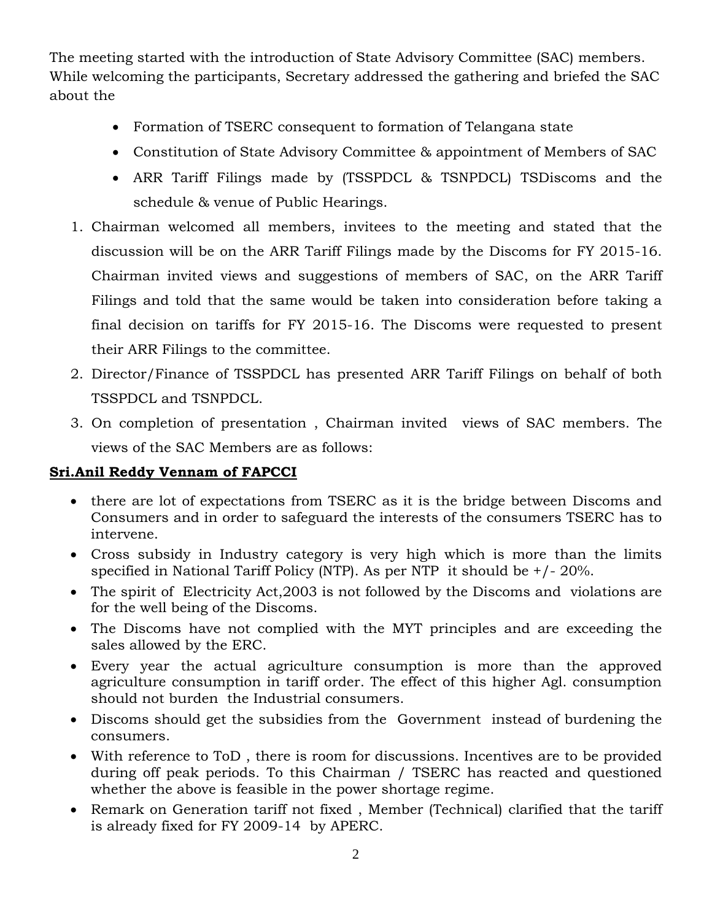The meeting started with the introduction of State Advisory Committee (SAC) members. While welcoming the participants, Secretary addressed the gathering and briefed the SAC about the

- Formation of TSERC consequent to formation of Telangana state
- Constitution of State Advisory Committee & appointment of Members of SAC
- ARR Tariff Filings made by (TSSPDCL & TSNPDCL) TSDiscoms and the schedule & venue of Public Hearings.

1. Chairman welcomed all members, invitees to the meeting and stated that the discussion will be on the ARR Tariff Filings made by the Discoms for FY 2015-16. Chairman invited views and suggestions of members of SAC, on the ARR Tariff Filings and told that the same would be taken into consideration before taking a final decision on tariffs for FY 2015-16. The Discoms were requested to present their ARR Filings to the committee.
2. Director/Finance of TSSPDCL has presented ARR Tariff Filings on behalf of both TSSPDCL and TSNPDCL.
3. On completion of presentation , Chairman invited views of SAC members. The views of the SAC Members are as follows:

**Sri.Anil Reddy Vennam of FAPCCI**

- there are lot of expectations from TSERC as it is the bridge between Discoms and Consumers and in order to safeguard the interests of the consumers TSERC has to intervene.
- Cross subsidy in Industry category is very high which is more than the limits specified in National Tariff Policy (NTP). As per NTP it should be +/- 20%.
- The spirit of Electricity Act,2003 is not followed by the Discoms and violations are for the well being of the Discoms.
- The Discoms have not complied with the MYT principles and are exceeding the sales allowed by the ERC.
- Every year the actual agriculture consumption is more than the approved agriculture consumption in tariff order. The effect of this higher Agl. consumption should not burden the Industrial consumers.
- Discoms should get the subsidies from the Government instead of burdening the consumers.
- With reference to ToD , there is room for discussions. Incentives are to be provided during off peak periods. To this Chairman / TSERC has reacted and questioned whether the above is feasible in the power shortage regime.
- Remark on Generation tariff not fixed , Member (Technical) clarified that the tariff is already fixed for FY 2009-14 by APERC.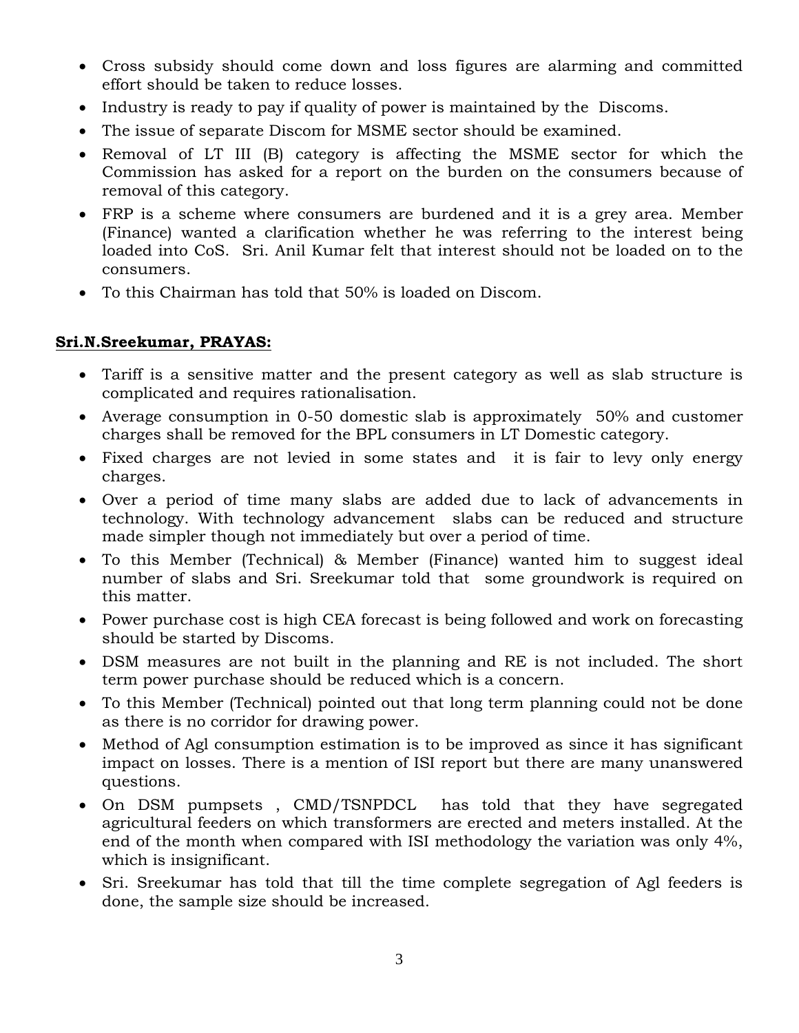- Cross subsidy should come down and loss figures are alarming and committed effort should be taken to reduce losses.
- Industry is ready to pay if quality of power is maintained by the Discoms.
- The issue of separate Discom for MSME sector should be examined.
- Removal of LT III (B) category is affecting the MSME sector for which the Commission has asked for a report on the burden on the consumers because of removal of this category.
- FRP is a scheme where consumers are burdened and it is a grey area. Member (Finance) wanted a clarification whether he was referring to the interest being loaded into CoS. Sri. Anil Kumar felt that interest should not be loaded on to the consumers.
- To this Chairman has told that 50% is loaded on Discom.

**Sri.N.Sreekumar, PRAYAS:**

- Tariff is a sensitive matter and the present category as well as slab structure is complicated and requires rationalisation.
- Average consumption in 0-50 domestic slab is approximately 50% and customer charges shall be removed for the BPL consumers in LT Domestic category.
- Fixed charges are not levied in some states and it is fair to levy only energy charges.
- Over a period of time many slabs are added due to lack of advancements in technology. With technology advancement slabs can be reduced and structure made simpler though not immediately but over a period of time.
- To this Member (Technical) & Member (Finance) wanted him to suggest ideal number of slabs and Sri. Sreekumar told that some groundwork is required on this matter.
- Power purchase cost is high CEA forecast is being followed and work on forecasting should be started by Discoms.
- DSM measures are not built in the planning and RE is not included. The short term power purchase should be reduced which is a concern.
- To this Member (Technical) pointed out that long term planning could not be done as there is no corridor for drawing power.
- Method of Agl consumption estimation is to be improved as since it has significant impact on losses. There is a mention of ISI report but there are many unanswered questions.
- On DSM pumpsets , CMD/TSNPDCL has told that they have segregated agricultural feeders on which transformers are erected and meters installed. At the end of the month when compared with ISI methodology the variation was only 4%, which is insignificant.
- Sri. Sreekumar has told that till the time complete segregation of Agl feeders is done, the sample size should be increased.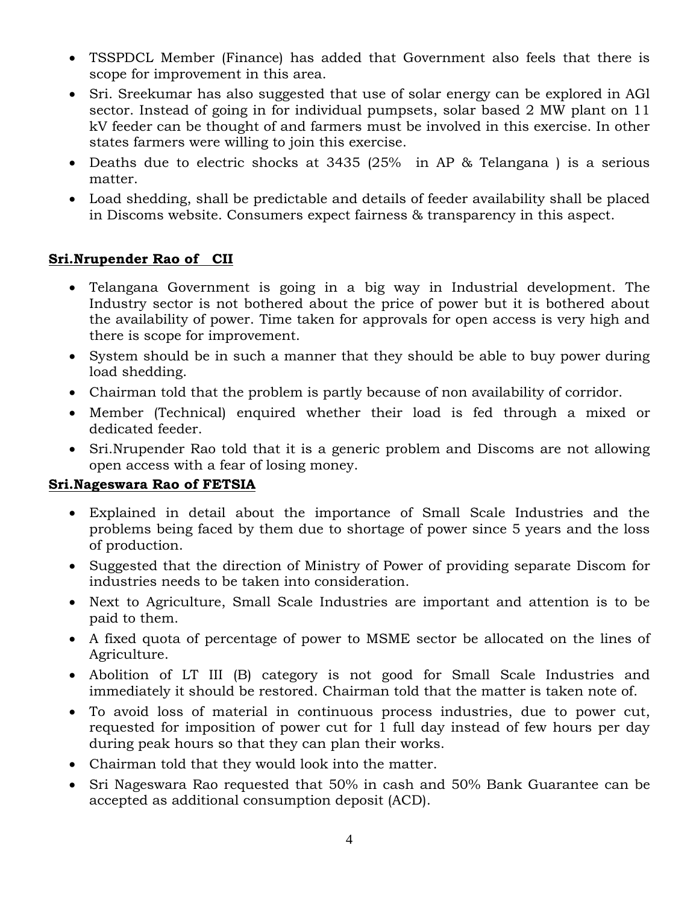- TSSPDCL Member (Finance) has added that Government also feels that there is scope for improvement in this area.
- Sri. Sreekumar has also suggested that use of solar energy can be explored in AGl sector. Instead of going in for individual pumpsets, solar based 2 MW plant on 11 kV feeder can be thought of and farmers must be involved in this exercise. In other states farmers were willing to join this exercise.
- Deaths due to electric shocks at 3435 (25% in AP & Telangana ) is a serious matter.
- Load shedding, shall be predictable and details of feeder availability shall be placed in Discoms website. Consumers expect fairness & transparency in this aspect.

**Sri.Nrupender Rao of CII**

- Telangana Government is going in a big way in Industrial development. The Industry sector is not bothered about the price of power but it is bothered about the availability of power. Time taken for approvals for open access is very high and there is scope for improvement.
- System should be in such a manner that they should be able to buy power during load shedding.
- Chairman told that the problem is partly because of non availability of corridor.
- Member (Technical) enquired whether their load is fed through a mixed or dedicated feeder.
- Sri.Nrupender Rao told that it is a generic problem and Discoms are not allowing open access with a fear of losing money.

**Sri.Nageswara Rao of FETSIA**

- Explained in detail about the importance of Small Scale Industries and the problems being faced by them due to shortage of power since 5 years and the loss of production.
- Suggested that the direction of Ministry of Power of providing separate Discom for industries needs to be taken into consideration.
- Next to Agriculture, Small Scale Industries are important and attention is to be paid to them.
- A fixed quota of percentage of power to MSME sector be allocated on the lines of Agriculture.
- Abolition of LT III (B) category is not good for Small Scale Industries and immediately it should be restored. Chairman told that the matter is taken note of.
- To avoid loss of material in continuous process industries, due to power cut, requested for imposition of power cut for 1 full day instead of few hours per day during peak hours so that they can plan their works.
- Chairman told that they would look into the matter.
- Sri Nageswara Rao requested that 50% in cash and 50% Bank Guarantee can be accepted as additional consumption deposit (ACD).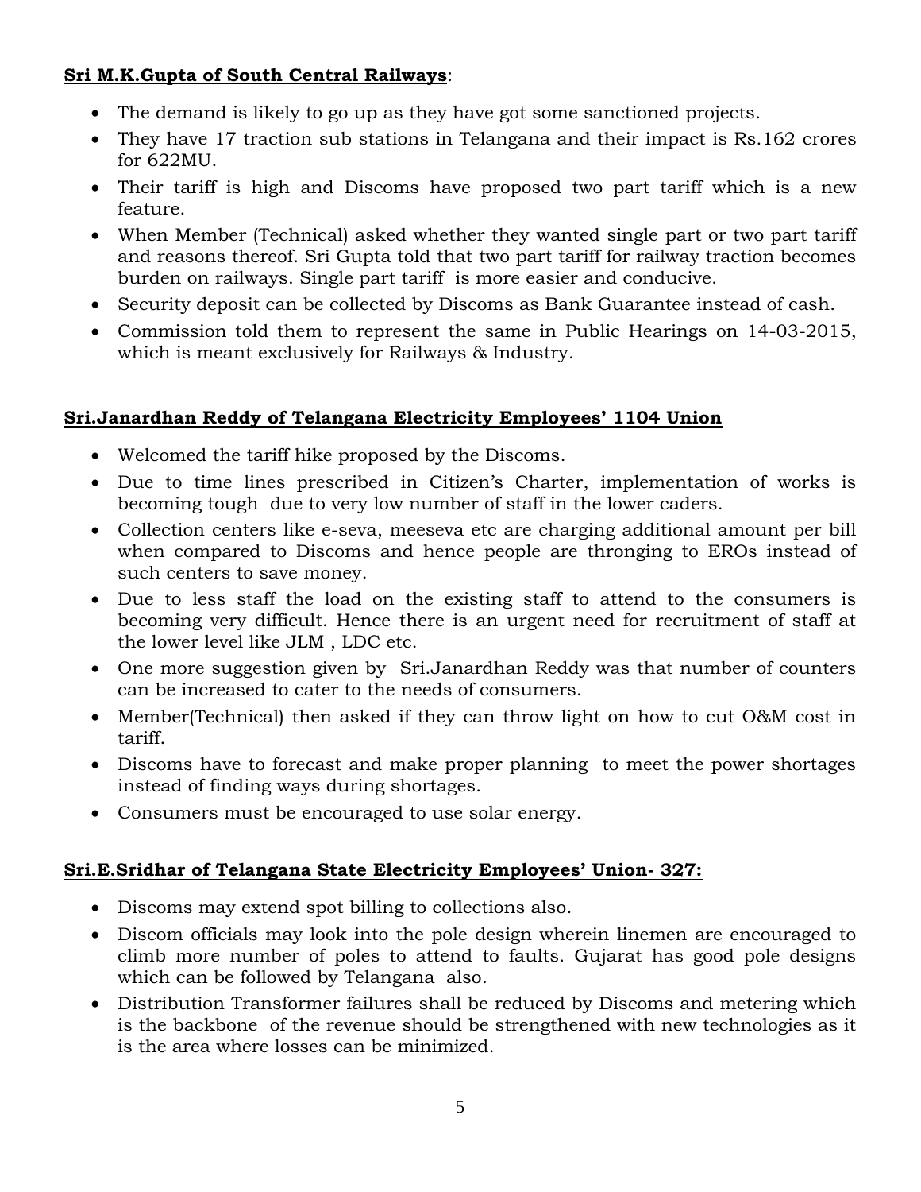**Sri M.K.Gupta of South Central Railways**:

- The demand is likely to go up as they have got some sanctioned projects.
- They have 17 traction sub stations in Telangana and their impact is Rs.162 crores for 622MU.
- Their tariff is high and Discoms have proposed two part tariff which is a new feature.
- When Member (Technical) asked whether they wanted single part or two part tariff and reasons thereof. Sri Gupta told that two part tariff for railway traction becomes burden on railways. Single part tariff is more easier and conducive.
- Security deposit can be collected by Discoms as Bank Guarantee instead of cash.
- Commission told them to represent the same in Public Hearings on 14-03-2015, which is meant exclusively for Railways & Industry.

**Sri.Janardhan Reddy of Telangana Electricity Employees' 1104 Union**

- Welcomed the tariff hike proposed by the Discoms.
- Due to time lines prescribed in Citizen's Charter, implementation of works is becoming tough due to very low number of staff in the lower caders.
- Collection centers like e-seva, meeseva etc are charging additional amount per bill when compared to Discoms and hence people are thronging to EROs instead of such centers to save money.
- Due to less staff the load on the existing staff to attend to the consumers is becoming very difficult. Hence there is an urgent need for recruitment of staff at the lower level like JLM , LDC etc.
- One more suggestion given by Sri.Janardhan Reddy was that number of counters can be increased to cater to the needs of consumers.
- Member(Technical) then asked if they can throw light on how to cut O&M cost in tariff.
- Discoms have to forecast and make proper planning to meet the power shortages instead of finding ways during shortages.
- Consumers must be encouraged to use solar energy.

**Sri.E.Sridhar of Telangana State Electricity Employees' Union- 327:**

- Discoms may extend spot billing to collections also.
- Discom officials may look into the pole design wherein linemen are encouraged to climb more number of poles to attend to faults. Gujarat has good pole designs which can be followed by Telangana also.
- Distribution Transformer failures shall be reduced by Discoms and metering which is the backbone of the revenue should be strengthened with new technologies as it is the area where losses can be minimized.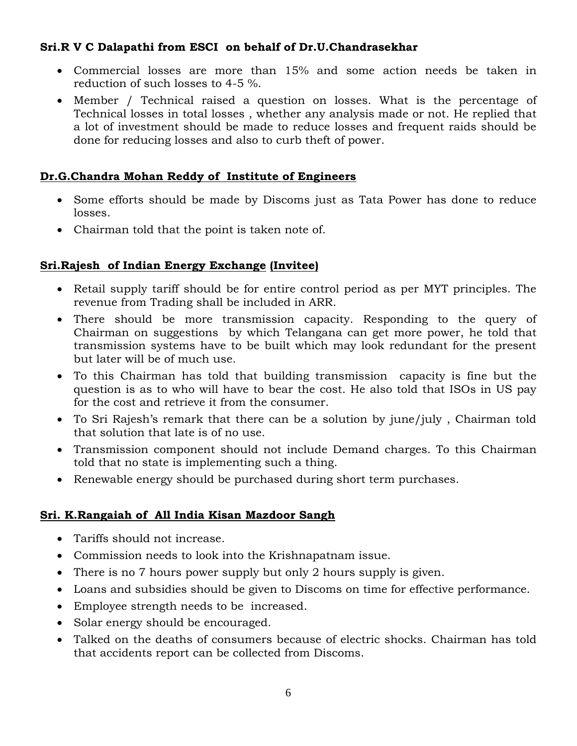**Sri.R V C Dalapathi from ESCI on behalf of Dr.U.Chandrasekhar**

- Commercial losses are more than 15% and some action needs be taken in reduction of such losses to 4-5 %.
- Member / Technical raised a question on losses. What is the percentage of Technical losses in total losses , whether any analysis made or not. He replied that a lot of investment should be made to reduce losses and frequent raids should be done for reducing losses and also to curb theft of power.

**Dr.G.Chandra Mohan Reddy of Institute of Engineers**

- Some efforts should be made by Discoms just as Tata Power has done to reduce losses.
- Chairman told that the point is taken note of.

**Sri.Rajesh of Indian Energy Exchange (Invitee)**

- Retail supply tariff should be for entire control period as per MYT principles. The revenue from Trading shall be included in ARR.
- There should be more transmission capacity. Responding to the query of Chairman on suggestions by which Telangana can get more power, he told that transmission systems have to be built which may look redundant for the present but later will be of much use.
- To this Chairman has told that building transmission capacity is fine but the question is as to who will have to bear the cost. He also told that ISOs in US pay for the cost and retrieve it from the consumer.
- To Sri Rajesh's remark that there can be a solution by june/july , Chairman told that solution that late is of no use.
- Transmission component should not include Demand charges. To this Chairman told that no state is implementing such a thing.
- Renewable energy should be purchased during short term purchases.

**Sri. K.Rangaiah of All India Kisan Mazdoor Sangh**

- Tariffs should not increase.
- Commission needs to look into the Krishnapatnam issue.
- There is no 7 hours power supply but only 2 hours supply is given.
- Loans and subsidies should be given to Discoms on time for effective performance.
- Employee strength needs to be increased.
- Solar energy should be encouraged.
- Talked on the deaths of consumers because of electric shocks. Chairman has told that accidents report can be collected from Discoms.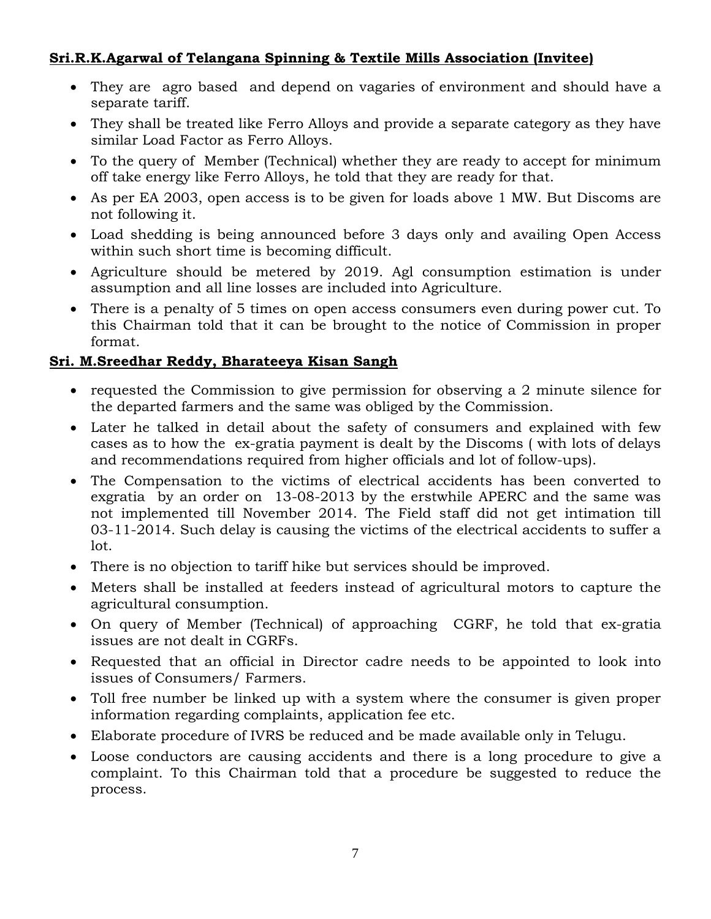**Sri.R.K.Agarwal of Telangana Spinning & Textile Mills Association (Invitee)**

- They are agro based and depend on vagaries of environment and should have a separate tariff.
- They shall be treated like Ferro Alloys and provide a separate category as they have similar Load Factor as Ferro Alloys.
- To the query of Member (Technical) whether they are ready to accept for minimum off take energy like Ferro Alloys, he told that they are ready for that.
- As per EA 2003, open access is to be given for loads above 1 MW. But Discoms are not following it.
- Load shedding is being announced before 3 days only and availing Open Access within such short time is becoming difficult.
- Agriculture should be metered by 2019. Agl consumption estimation is under assumption and all line losses are included into Agriculture.
- There is a penalty of 5 times on open access consumers even during power cut. To this Chairman told that it can be brought to the notice of Commission in proper format.

**Sri. M.Sreedhar Reddy, Bharateeya Kisan Sangh**

- requested the Commission to give permission for observing a 2 minute silence for the departed farmers and the same was obliged by the Commission.
- Later he talked in detail about the safety of consumers and explained with few cases as to how the ex-gratia payment is dealt by the Discoms ( with lots of delays and recommendations required from higher officials and lot of follow-ups).
- The Compensation to the victims of electrical accidents has been converted to exgratia by an order on 13-08-2013 by the erstwhile APERC and the same was not implemented till November 2014. The Field staff did not get intimation till 03-11-2014. Such delay is causing the victims of the electrical accidents to suffer a lot.
- There is no objection to tariff hike but services should be improved.
- Meters shall be installed at feeders instead of agricultural motors to capture the agricultural consumption.
- On query of Member (Technical) of approaching CGRF, he told that ex-gratia issues are not dealt in CGRFs.
- Requested that an official in Director cadre needs to be appointed to look into issues of Consumers/ Farmers.
- Toll free number be linked up with a system where the consumer is given proper information regarding complaints, application fee etc.
- Elaborate procedure of IVRS be reduced and be made available only in Telugu.
- Loose conductors are causing accidents and there is a long procedure to give a complaint. To this Chairman told that a procedure be suggested to reduce the process.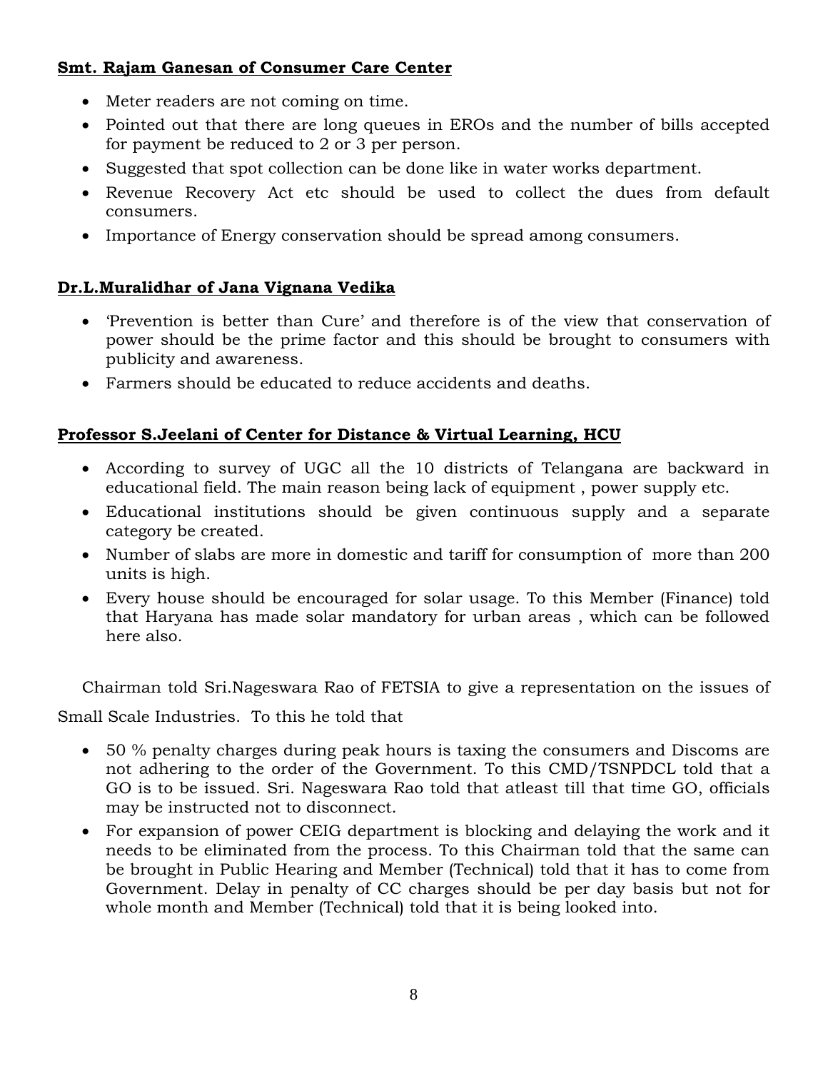**Smt. Rajam Ganesan of Consumer Care Center**

- Meter readers are not coming on time.
- Pointed out that there are long queues in EROs and the number of bills accepted for payment be reduced to 2 or 3 per person.
- Suggested that spot collection can be done like in water works department.
- Revenue Recovery Act etc should be used to collect the dues from default consumers.
- Importance of Energy conservation should be spread among consumers.

**Dr.L.Muralidhar of Jana Vignana Vedika**

- 'Prevention is better than Cure' and therefore is of the view that conservation of power should be the prime factor and this should be brought to consumers with publicity and awareness.
- Farmers should be educated to reduce accidents and deaths.

**Professor S.Jeelani of Center for Distance & Virtual Learning, HCU**

- According to survey of UGC all the 10 districts of Telangana are backward in educational field. The main reason being lack of equipment , power supply etc.
- Educational institutions should be given continuous supply and a separate category be created.
- Number of slabs are more in domestic and tariff for consumption of more than 200 units is high.
- Every house should be encouraged for solar usage. To this Member (Finance) told that Haryana has made solar mandatory for urban areas , which can be followed here also.

Chairman told Sri.Nageswara Rao of FETSIA to give a representation on the issues of Small Scale Industries. To this he told that

- 50 % penalty charges during peak hours is taxing the consumers and Discoms are not adhering to the order of the Government. To this CMD/TSNPDCL told that a GO is to be issued. Sri. Nageswara Rao told that atleast till that time GO, officials may be instructed not to disconnect.
- For expansion of power CEIG department is blocking and delaying the work and it needs to be eliminated from the process. To this Chairman told that the same can be brought in Public Hearing and Member (Technical) told that it has to come from Government. Delay in penalty of CC charges should be per day basis but not for whole month and Member (Technical) told that it is being looked into.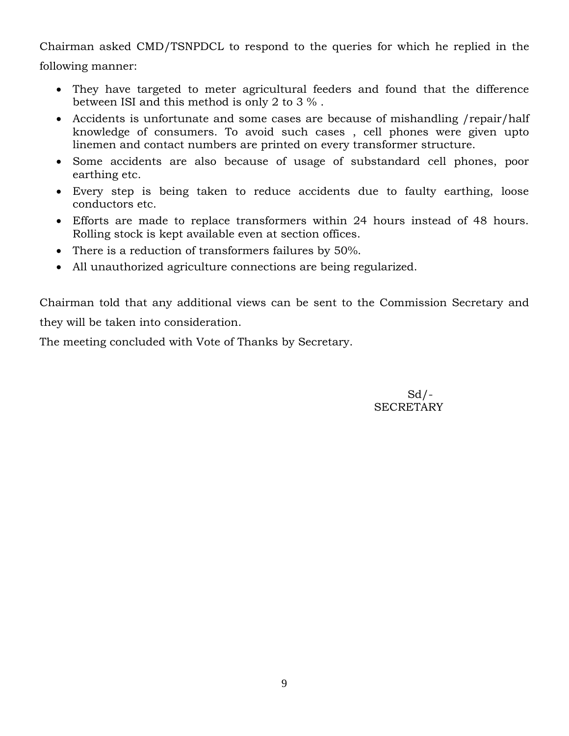Chairman asked CMD/TSNPDCL to respond to the queries for which he replied in the following manner:

- They have targeted to meter agricultural feeders and found that the difference between ISI and this method is only 2 to 3 % .
- Accidents is unfortunate and some cases are because of mishandling /repair/half knowledge of consumers. To avoid such cases , cell phones were given upto linemen and contact numbers are printed on every transformer structure.
- Some accidents are also because of usage of substandard cell phones, poor earthing etc.
- Every step is being taken to reduce accidents due to faulty earthing, loose conductors etc.
- Efforts are made to replace transformers within 24 hours instead of 48 hours. Rolling stock is kept available even at section offices.
- There is a reduction of transformers failures by 50%.
- All unauthorized agriculture connections are being regularized.

Chairman told that any additional views can be sent to the Commission Secretary and they will be taken into consideration.

The meeting concluded with Vote of Thanks by Secretary.

Sd/-
SECRETARY